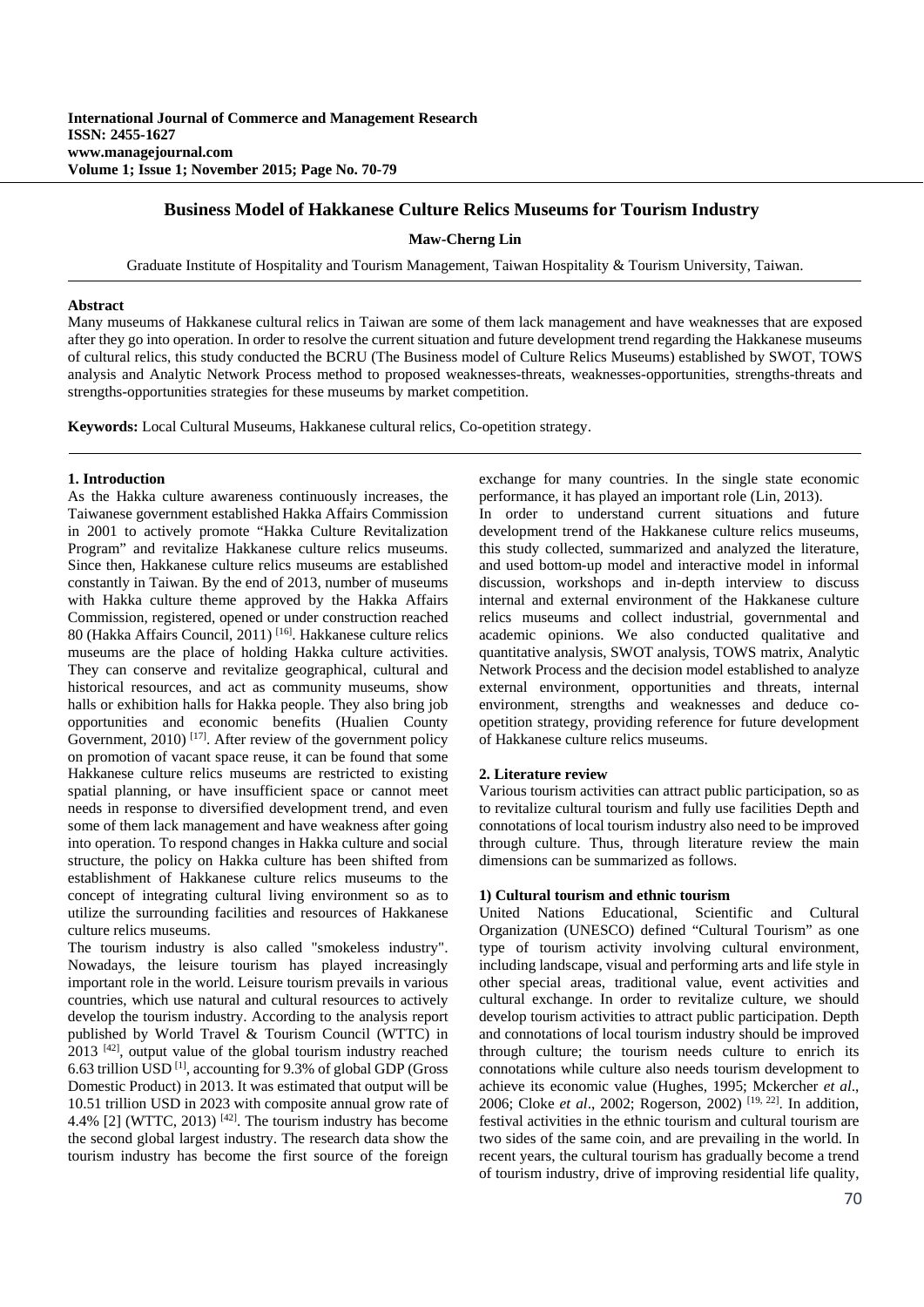**International Journal of Commerce and Management Research**
**ISSN: 2455-1627**
**www.managejournal.com**
**Volume 1; Issue 1; November 2015; Page No. 70-79**

# Business Model of Hakkanese Culture Relics Museums for Tourism Industry

**Maw-Cherng Lin**

Graduate Institute of Hospitality and Tourism Management, Taiwan Hospitality & Tourism University, Taiwan.

**Abstract**

Many museums of Hakkanese cultural relics in Taiwan are some of them lack management and have weaknesses that are exposed after they go into operation. In order to resolve the current situation and future development trend regarding the Hakkanese museums of cultural relics, this study conducted the BCRU (The Business model of Culture Relics Museums) established by SWOT, TOWS analysis and Analytic Network Process method to proposed weaknesses-threats, weaknesses-opportunities, strengths-threats and strengths-opportunities strategies for these museums by market competition.

**Keywords:** Local Cultural Museums, Hakkanese cultural relics, Co-opetition strategy.

## 1. Introduction

As the Hakka culture awareness continuously increases, the Taiwanese government established Hakka Affairs Commission in 2001 to actively promote "Hakka Culture Revitalization Program" and revitalize Hakkanese culture relics museums. Since then, Hakkanese culture relics museums are established constantly in Taiwan. By the end of 2013, number of museums with Hakka culture theme approved by the Hakka Affairs Commission, registered, opened or under construction reached 80 (Hakka Affairs Council, 2011) [16]. Hakkanese culture relics museums are the place of holding Hakka culture activities. They can conserve and revitalize geographical, cultural and historical resources, and act as community museums, show halls or exhibition halls for Hakka people. They also bring job opportunities and economic benefits (Hualien County Government, 2010) [17]. After review of the government policy on promotion of vacant space reuse, it can be found that some Hakkanese culture relics museums are restricted to existing spatial planning, or have insufficient space or cannot meet needs in response to diversified development trend, and even some of them lack management and have weakness after going into operation. To respond changes in Hakka culture and social structure, the policy on Hakka culture has been shifted from establishment of Hakkanese culture relics museums to the concept of integrating cultural living environment so as to utilize the surrounding facilities and resources of Hakkanese culture relics museums.

The tourism industry is also called "smokeless industry". Nowadays, the leisure tourism has played increasingly important role in the world. Leisure tourism prevails in various countries, which use natural and cultural resources to actively develop the tourism industry. According to the analysis report published by World Travel & Tourism Council (WTTC) in 2013 [42], output value of the global tourism industry reached 6.63 trillion USD [1], accounting for 9.3% of global GDP (Gross Domestic Product) in 2013. It was estimated that output will be 10.51 trillion USD in 2023 with composite annual grow rate of 4.4% [2] (WTTC, 2013) [42]. The tourism industry has become the second global largest industry. The research data show the tourism industry has become the first source of the foreign exchange for many countries. In the single state economic performance, it has played an important role (Lin, 2013).

In order to understand current situations and future development trend of the Hakkanese culture relics museums, this study collected, summarized and analyzed the literature, and used bottom-up model and interactive model in informal discussion, workshops and in-depth interview to discuss internal and external environment of the Hakkanese culture relics museums and collect industrial, governmental and academic opinions. We also conducted qualitative and quantitative analysis, SWOT analysis, TOWS matrix, Analytic Network Process and the decision model established to analyze external environment, opportunities and threats, internal environment, strengths and weaknesses and deduce co-opetition strategy, providing reference for future development of Hakkanese culture relics museums.

## 2. Literature review

Various tourism activities can attract public participation, so as to revitalize cultural tourism and fully use facilities Depth and connotations of local tourism industry also need to be improved through culture. Thus, through literature review the main dimensions can be summarized as follows.

### 1) Cultural tourism and ethnic tourism

United Nations Educational, Scientific and Cultural Organization (UNESCO) defined "Cultural Tourism" as one type of tourism activity involving cultural environment, including landscape, visual and performing arts and life style in other special areas, traditional value, event activities and cultural exchange. In order to revitalize culture, we should develop tourism activities to attract public participation. Depth and connotations of local tourism industry should be improved through culture; the tourism needs culture to enrich its connotations while culture also needs tourism development to achieve its economic value (Hughes, 1995; Mckercher *et al*., 2006; Cloke *et al*., 2002; Rogerson, 2002) [19, 22]. In addition, festival activities in the ethnic tourism and cultural tourism are two sides of the same coin, and are prevailing in the world. In recent years, the cultural tourism has gradually become a trend of tourism industry, drive of improving residential life quality,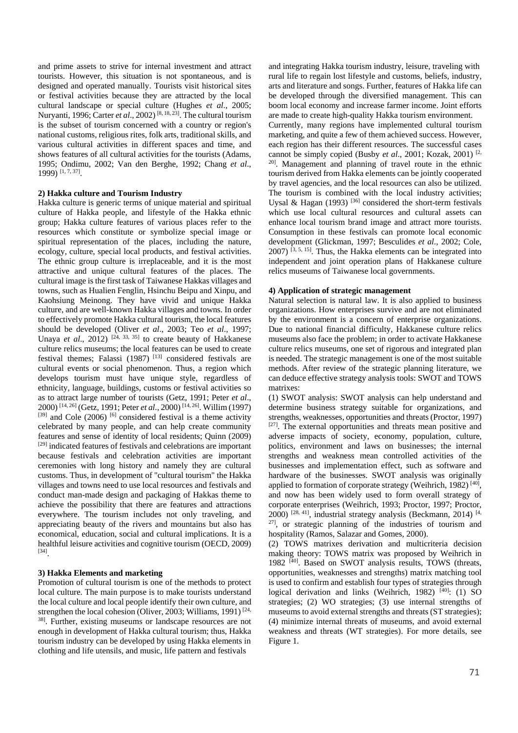and prime assets to strive for internal investment and attract tourists. However, this situation is not spontaneous, and is designed and operated manually. Tourists visit historical sites or festival activities because they are attracted by the local cultural landscape or special culture (Hughes *et al*., 2005; Nuryanti, 1996; Carter *et al*., 2002) [8, 18, 23]. The cultural tourism is the subset of tourism concerned with a country or region's national customs, religious rites, folk arts, traditional skills, and various cultural activities in different spaces and time, and shows features of all cultural activities for the tourists (Adams, 1995; Ondimu, 2002; Van den Berghe, 1992; Chang *et al*., 1999) [1, 7, 37].

#### 2) Hakka culture and Tourism Industry

Hakka culture is generic terms of unique material and spiritual culture of Hakka people, and lifestyle of the Hakka ethnic group; Hakka culture features of various places refer to the resources which constitute or symbolize special image or spiritual representation of the places, including the nature, ecology, culture, special local products, and festival activities. The ethnic group culture is irreplaceable, and it is the most attractive and unique cultural features of the places. The cultural image is the first task of Taiwanese Hakkas villages and towns, such as Hualien Fenglin, Hsinchu Beipu and Xinpu, and Kaohsiung Meinong. They have vivid and unique Hakka culture, and are well-known Hakka villages and towns. In order to effectively promote Hakka cultural tourism, the local features should be developed (Oliver *et al*., 2003; Teo *et al*., 1997; Unaya *et al*., 2012) [24, 33, 35] to create beauty of Hakkanese culture relics museums; the local features can be used to create festival themes; Falassi (1987) [13] considered festivals are cultural events or social phenomenon. Thus, a region which develops tourism must have unique style, regardless of ethnicity, language, buildings, customs or festival activities so as to attract large number of tourists (Getz, 1991; Peter *et al*., 2000) [14, 26] (Getz, 1991; Peter *et al*., 2000) [14, 26]. Willim (1997) [39] and Cole (2006) [6] considered festival is a theme activity celebrated by many people, and can help create community features and sense of identity of local residents; Quinn (2009) [29] indicated features of festivals and celebrations are important because festivals and celebration activities are important ceremonies with long history and namely they are cultural customs. Thus, in development of "cultural tourism" the Hakka villages and towns need to use local resources and festivals and conduct man-made design and packaging of Hakkas theme to achieve the possibility that there are features and attractions everywhere. The tourism includes not only traveling, and appreciating beauty of the rivers and mountains but also has economical, education, social and cultural implications. It is a healthful leisure activities and cognitive tourism (OECD, 2009) [34].

#### 3) Hakka Elements and marketing

Promotion of cultural tourism is one of the methods to protect local culture. The main purpose is to make tourists understand the local culture and local people identify their own culture, and strengthen the local cohesion (Oliver, 2003; Williams, 1991) [24, 38]. Further, existing museums or landscape resources are not enough in development of Hakka cultural tourism; thus, Hakka tourism industry can be developed by using Hakka elements in clothing and life utensils, and music, life pattern and festivals and integrating Hakka tourism industry, leisure, traveling with rural life to regain lost lifestyle and customs, beliefs, industry, arts and literature and songs. Further, features of Hakka life can be developed through the diversified management. This can boom local economy and increase farmer income. Joint efforts are made to create high-quality Hakka tourism environment.

Currently, many regions have implemented cultural tourism marketing, and quite a few of them achieved success. However, each region has their different resources. The successful cases cannot be simply copied (Busby *et al*., 2001; Kozak, 2001) [2, 20]. Management and planning of travel route in the ethnic tourism derived from Hakka elements can be jointly cooperated by travel agencies, and the local resources can also be utilized. The tourism is combined with the local industry activities; Uysal & Hagan (1993) [36] considered the short-term festivals which use local cultural resources and cultural assets can enhance local tourism brand image and attract more tourists. Consumption in these festivals can promote local economic development (Glickman, 1997; Besculides *et al*., 2002; Cole, 2007) [3, 5, 15]. Thus, the Hakka elements can be integrated into independent and joint operation plans of Hakkanese culture relics museums of Taiwanese local governments.

#### 4) Application of strategic management

Natural selection is natural law. It is also applied to business organizations. How enterprises survive and are not eliminated by the environment is a concern of enterprise organizations. Due to national financial difficulty, Hakkanese culture relics museums also face the problem; in order to activate Hakkanese culture relics museums, one set of rigorous and integrated plan is needed. The strategic management is one of the most suitable methods. After review of the strategic planning literature, we can deduce effective strategy analysis tools: SWOT and TOWS matrixes:

(1) SWOT analysis: SWOT analysis can help understand and determine business strategy suitable for organizations, and strengths, weaknesses, opportunities and threats (Proctor, 1997) [27]. The external opportunities and threats mean positive and adverse impacts of society, economy, population, culture, politics, environment and laws on businesses; the internal strengths and weakness mean controlled activities of the businesses and implementation effect, such as software and hardware of the businesses. SWOT analysis was originally applied to formation of corporate strategy (Weihrich, 1982) [40], and now has been widely used to form overall strategy of corporate enterprises (Weihrich, 1993; Proctor, 1997; Proctor, 2000) [28, 41], industrial strategy analysis (Beckmann, 2014) [4, 27], or strategic planning of the industries of tourism and hospitality (Ramos, Salazar and Gomes, 2000).

(2) TOWS matrixes derivation and multicriteria decision making theory: TOWS matrix was proposed by Weihrich in 1982 [40]. Based on SWOT analysis results, TOWS (threats, opportunities, weaknesses and strengths) matrix matching tool is used to confirm and establish four types of strategies through logical derivation and links (Weihrich, 1982) [40]: (1) SO strategies; (2) WO strategies; (3) use internal strengths of museums to avoid external strengths and threats (ST strategies); (4) minimize internal threats of museums, and avoid external weakness and threats (WT strategies). For more details, see Figure 1.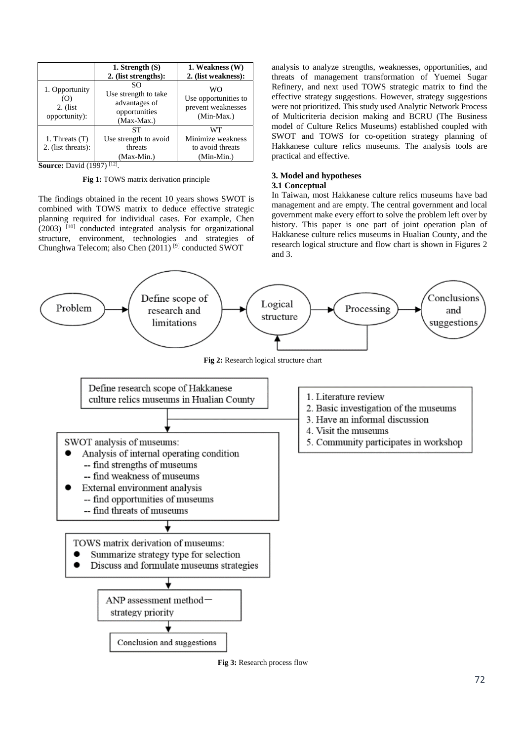| | 1. Strength (S)<br>2. (list strengths): | 1. Weakness (W)<br>2. (list weakness): |
|---|---|---|
| 1. Opportunity (O)<br>2. (list opportunity): | SO<br>Use strength to take advantages of opportunities<br>(Max-Max.) | WO<br>Use opportunities to prevent weaknesses<br>(Min-Max.) |
| 1. Threats (T)<br>2. (list threats): | ST<br>Use strength to avoid threats<br>(Max-Min.) | WT<br>Minimize weakness to avoid threats<br>(Min-Min.) |

**Source:** David (1997) [12].

**Fig 1:** TOWS matrix derivation principle

The findings obtained in the recent 10 years shows SWOT is combined with TOWS matrix to deduce effective strategic planning required for individual cases. For example, Chen (2003) [10] conducted integrated analysis for organizational structure, environment, technologies and strategies of Chunghwa Telecom; also Chen (2011) [9] conducted SWOT analysis to analyze strengths, weaknesses, opportunities, and threats of management transformation of Yuemei Sugar Refinery, and next used TOWS strategic matrix to find the effective strategy suggestions. However, strategy suggestions were not prioritized. This study used Analytic Network Process of Multicriteria decision making and BCRU (The Business model of Culture Relics Museums) established coupled with SWOT and TOWS for co-opetition strategy planning of Hakkanese culture relics museums. The analysis tools are practical and effective.

### 3. Model and hypotheses

#### 3.1 Conceptual

In Taiwan, most Hakkanese culture relics museums have bad management and are empty. The central government and local government make every effort to solve the problem left over by history. This paper is one part of joint operation plan of Hakkanese culture relics museums in Hualian County, and the research logical structure and flow chart is shown in Figures 2 and 3.

Problem → Define scope of research and limitations → Logical structure → Processing → Conclusions and suggestions

**Fig 2:** Research logical structure chart

Define research scope of Hakkanese culture relics museums in Hualian County

1. Literature review
2. Basic investigation of the museums
3. Have an informal discussion
4. Visit the museums
5. Community participates in workshop

SWOT analysis of museums:
- Analysis of internal operating condition
  -- find strengths of museums
  -- find weakness of museums
- External environment analysis
  -- find opportunities of museums
  -- find threats of museums

TOWS matrix derivation of museums:
- Summarize strategy type for selection
- Discuss and formulate museums strategies

ANP assessment method－strategy priority

Conclusion and suggestions

**Fig 3:** Research process flow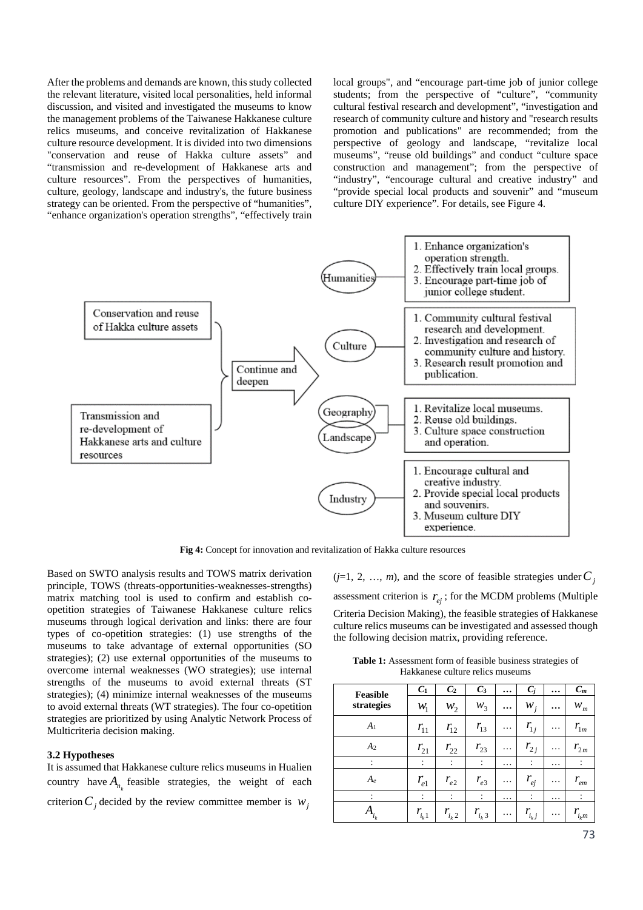After the problems and demands are known, this study collected the relevant literature, visited local personalities, held informal discussion, and visited and investigated the museums to know the management problems of the Taiwanese Hakkanese culture relics museums, and conceive revitalization of Hakkanese culture resource development. It is divided into two dimensions "conservation and reuse of Hakka culture assets" and "transmission and re-development of Hakkanese arts and culture resources". From the perspectives of humanities, culture, geology, landscape and industry's, the future business strategy can be oriented. From the perspective of "humanities", "enhance organization's operation strengths", "effectively train local groups", and "encourage part-time job of junior college students; from the perspective of "culture", "community cultural festival research and development", "investigation and research of community culture and history and "research results promotion and publications" are recommended; from the perspective of geology and landscape, "revitalize local museums", "reuse old buildings" and conduct "culture space construction and management"; from the perspective of "industry", "encourage cultural and creative industry" and "provide special local products and souvenir" and "museum culture DIY experience". For details, see Figure 4.

Conservation and reuse of Hakka culture assets

Transmission and re-development of Hakkanese arts and culture resources

Continue and deepen

Humanities
1. Enhance organization's operation strength.
2. Effectively train local groups.
3. Encourage part-time job of junior college student.

Culture
1. Community cultural festival research and development.
2. Investigation and research of community culture and history.
3. Research result promotion and publication.

Geography / Landscape
1. Revitalize local museums.
2. Reuse old buildings.
3. Culture space construction and operation.

Industry
1. Encourage cultural and creative industry.
2. Provide special local products and souvenirs.
3. Museum culture DIY experience.

**Fig 4:** Concept for innovation and revitalization of Hakka culture resources

Based on SWTO analysis results and TOWS matrix derivation principle, TOWS (threats-opportunities-weaknesses-strengths) matrix matching tool is used to confirm and establish co-opetition strategies of Taiwanese Hakkanese culture relics museums through logical derivation and links: there are four types of co-opetition strategies: (1) use strengths of the museums to take advantage of external opportunities (SO strategies); (2) use external opportunities of the museums to overcome internal weaknesses (WO strategies); use internal strengths of the museums to avoid external threats (ST strategies); (4) minimize internal weaknesses of the museums to avoid external threats (WT strategies). The four co-opetition strategies are prioritized by using Analytic Network Process of Multicriteria decision making.

### 3.2 Hypotheses

It is assumed that Hakkanese culture relics museums in Hualien country have $A_{n_k}$ feasible strategies, the weight of each criterion $C_j$ decided by the review committee member is $w_j$ ($j$=1, 2, …, $m$), and the score of feasible strategies under $C_j$ assessment criterion is $r_{ej}$; for the MCDM problems (Multiple Criteria Decision Making), the feasible strategies of Hakkanese culture relics museums can be investigated and assessed though the following decision matrix, providing reference.

**Table 1:** Assessment form of feasible business strategies of Hakkanese culture relics museums

| Feasible strategies | $C_1$ $w_1$ | $C_2$ $w_2$ | $C_3$ $w_3$ | … | $C_j$ $w_j$ | … | $C_m$ $w_m$ |
|---|---|---|---|---|---|---|---|
| $A_1$ | $r_{11}$ | $r_{12}$ | $r_{13}$ | … | $r_{1j}$ | … | $r_{1m}$ |
| $A_2$ | $r_{21}$ | $r_{22}$ | $r_{23}$ | … | $r_{2j}$ | … | $r_{2m}$ |
| ⋮ | ⋮ | ⋮ | ⋮ | … | ⋮ | … | ⋮ |
| $A_e$ | $r_{e1}$ | $r_{e2}$ | $r_{e3}$ | … | $r_{ej}$ | … | $r_{em}$ |
| ⋮ | ⋮ | ⋮ | ⋮ | … | ⋮ | … | ⋮ |
| $A_{i_k}$ | $r_{i_k1}$ | $r_{i_k2}$ | $r_{i_k3}$ | … | $r_{i_kj}$ | … | $r_{i_km}$ |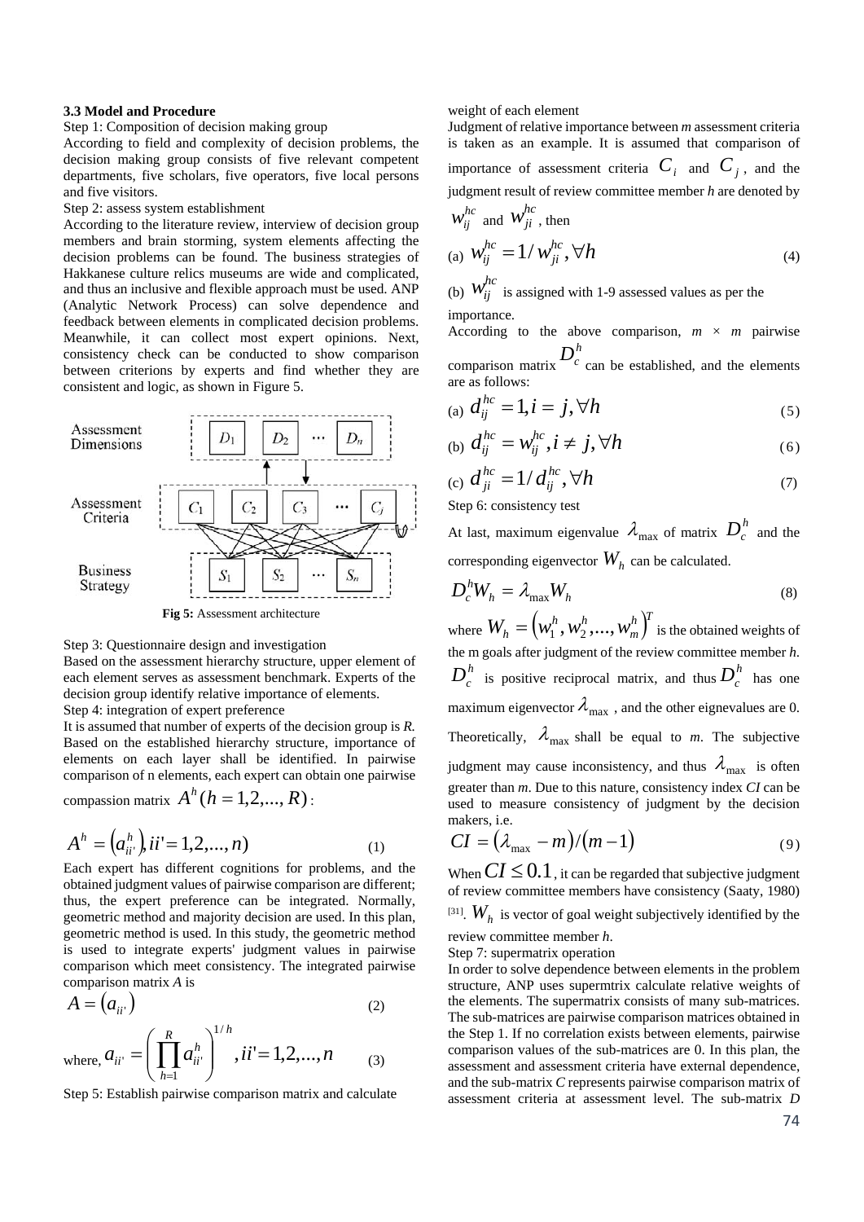**3.3 Model and Procedure**

Step 1: Composition of decision making group

According to field and complexity of decision problems, the decision making group consists of five relevant competent departments, five scholars, five operators, five local persons and five visitors.

Step 2: assess system establishment

According to the literature review, interview of decision group members and brain storming, system elements affecting the decision problems can be found. The business strategies of Hakkanese culture relics museums are wide and complicated, and thus an inclusive and flexible approach must be used. ANP (Analytic Network Process) can solve dependence and feedback between elements in complicated decision problems. Meanwhile, it can collect most expert opinions. Next, consistency check can be conducted to show comparison between criterions by experts and find whether they are consistent and logic, as shown in Figure 5.

**Fig 5:** Assessment architecture

Step 3: Questionnaire design and investigation

Based on the assessment hierarchy structure, upper element of each element serves as assessment benchmark. Experts of the decision group identify relative importance of elements.

Step 4: integration of expert preference

It is assumed that number of experts of the decision group is *R*. Based on the established hierarchy structure, importance of elements on each layer shall be identified. In pairwise comparison of n elements, each expert can obtain one pairwise compassion matrix $A^h (h = 1,2,...,R)$:

$$A^h = \left(a_{ii'}^h\right), ii' = 1,2,...,n) \tag{1}$$

Each expert has different cognitions for problems, and the obtained judgment values of pairwise comparison are different; thus, the expert preference can be integrated. Normally, geometric method and majority decision are used. In this plan, geometric method is used. In this study, the geometric method is used to integrate experts' judgment values in pairwise comparison which meet consistency. The integrated pairwise comparison matrix *A* is

$$A = \left(a_{ii'}\right) \tag{2}$$

where, $$a_{ii'} = \left(\prod_{h=1}^{R} a_{ii'}^h\right)^{1/h}, ii' = 1,2,...,n \tag{3}$$

Step 5: Establish pairwise comparison matrix and calculate weight of each element

Judgment of relative importance between *m* assessment criteria is taken as an example. It is assumed that comparison of importance of assessment criteria $C_i$ and $C_j$, and the judgment result of review committee member *h* are denoted by $w_{ij}^{hc}$ and $w_{ji}^{hc}$, then

(a) $$w_{ij}^{hc} = 1/w_{ji}^{hc}, \forall h \tag{4}$$

(b) $w_{ij}^{hc}$ is assigned with 1-9 assessed values as per the importance.

According to the above comparison, *m* × *m* pairwise comparison matrix $D_c^h$ can be established, and the elements are as follows:

(a) $$d_{ij}^{hc} = 1, i = j, \forall h \tag{5}$$

(b) $$d_{ij}^{hc} = w_{ij}^{hc}, i \neq j, \forall h \tag{6}$$

(c) $$d_{ji}^{hc} = 1/d_{ij}^{hc}, \forall h \tag{7}$$

Step 6: consistency test

At last, maximum eigenvalue $\lambda_{\max}$ of matrix $D_c^h$ and the corresponding eigenvector $W_h$ can be calculated.

$$D_c^h W_h = \lambda_{\max} W_h \tag{8}$$

where $W_h = \left(w_1^h, w_2^h, ..., w_m^h\right)^T$ is the obtained weights of the m goals after judgment of the review committee member *h*. $D_c^h$ is positive reciprocal matrix, and thus $D_c^h$ has one maximum eigenvector $\lambda_{\max}$, and the other eignevalues are 0. Theoretically, $\lambda_{\max}$ shall be equal to *m*. The subjective judgment may cause inconsistency, and thus $\lambda_{\max}$ is often greater than *m*. Due to this nature, consistency index *CI* can be used to measure consistency of judgment by the decision makers, i.e.

$$CI = \left(\lambda_{\max} - m\right)/\left(m - 1\right) \tag{9}$$

When $CI \leq 0.1$, it can be regarded that subjective judgment of review committee members have consistency (Saaty, 1980) [31]. $W_h$ is vector of goal weight subjectively identified by the review committee member *h*.

Step 7: supermatrix operation

In order to solve dependence between elements in the problem structure, ANP uses supermtrix calculate relative weights of the elements. The supermatrix consists of many sub-matrices. The sub-matrices are pairwise comparison matrices obtained in the Step 1. If no correlation exists between elements, pairwise comparison values of the sub-matrices are 0. In this plan, the assessment and assessment criteria have external dependence, and the sub-matrix *C* represents pairwise comparison matrix of assessment criteria at assessment level. The sub-matrix *D*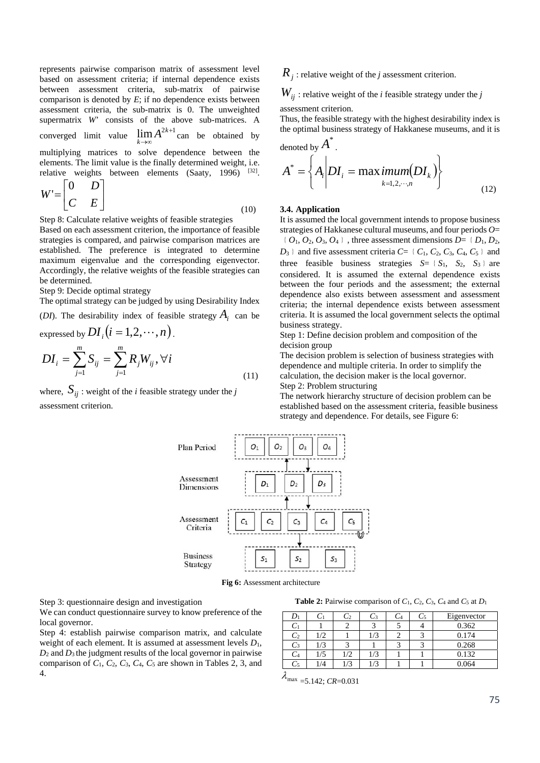represents pairwise comparison matrix of assessment level based on assessment criteria; if internal dependence exists between assessment criteria, sub-matrix of pairwise comparison is denoted by *E*; if no dependence exists between assessment criteria, the sub-matrix is 0. The unweighted supermatrix *W*' consists of the above sub-matrices. A converged limit value $\lim_{k\to\infty} A^{2k+1}$ can be obtained by multiplying matrices to solve dependence between the elements. The limit value is the finally determined weight, i.e. relative weights between elements (Saaty, 1996) [32].

$$W' = \begin{bmatrix} 0 & D \\ C & E \end{bmatrix} \tag{10}$$

Step 8: Calculate relative weights of feasible strategies

Based on each assessment criterion, the importance of feasible strategies is compared, and pairwise comparison matrices are established. The preference is integrated to determine maximum eigenvalue and the corresponding eigenvector. Accordingly, the relative weights of the feasible strategies can be determined.

Step 9: Decide optimal strategy

The optimal strategy can be judged by using Desirability Index (*DI*). The desirability index of feasible strategy $A_i$ can be expressed by $DI_i\left(i = 1,2,\cdots,n\right)$.

$$DI_i = \sum_{j=1}^{m} S_{ij} = \sum_{j=1}^{m} R_j W_{ij}, \forall i \tag{11}$$

where, $S_{ij}$ : weight of the *i* feasible strategy under the *j* assessment criterion.

$R_j$ : relative weight of the *j* assessment criterion.

$W_{ij}$ : relative weight of the *i* feasible strategy under the *j* assessment criterion.

Thus, the feasible strategy with the highest desirability index is the optimal business strategy of Hakkanese museums, and it is denoted by $A^*$.

$$A^* = \left\{ A_i \middle| DI_i = \max_{k=1,2,\cdots,n} imum\left(DI_k\right) \right\} \tag{12}$$

### 3.4. Application

It is assumed the local government intends to propose business strategies of Hakkanese cultural museums, and four periods *O*=｛$O_1$, $O_2$, $O_3$, $O_4$｝, three assessment dimensions *D*=｛$D_1$, $D_2$, $D_3$｝ and five assessment criteria *C*=｛$C_1$, $C_2$, $C_3$, $C_4$, $C_5$｝ and three feasible business strategies *S*=｛$S_1$, $S_2$, $S_3$｝ are considered. It is assumed the external dependence exists between the four periods and the assessment; the external dependence also exists between assessment and assessment criteria; the internal dependence exists between assessment criteria. It is assumed the local government selects the optimal business strategy.

Step 1: Define decision problem and composition of the decision group

The decision problem is selection of business strategies with dependence and multiple criteria. In order to simplify the calculation, the decision maker is the local governor.

Step 2: Problem structuring

The network hierarchy structure of decision problem can be established based on the assessment criteria, feasible business strategy and dependence. For details, see Figure 6:

**Fig 6:** Assessment architecture

Step 3: questionnaire design and investigation

We can conduct questionnaire survey to know preference of the local governor.

Step 4: establish pairwise comparison matrix, and calculate weight of each element. It is assumed at assessment levels $D_1$, $D_2$ and $D_3$ the judgment results of the local governor in pairwise comparison of $C_1$, $C_2$, $C_3$, $C_4$, $C_5$ are shown in Tables 2, 3, and 4.

**Table 2:** Pairwise comparison of $C_1$, $C_2$, $C_3$, $C_4$ and $C_5$ at $D_1$

| $D_1$ | $C_1$ | $C_2$ | $C_3$ | $C_4$ | $C_5$ | Eigenvector |
|---|---|---|---|---|---|---|
| $C_1$ | 1 | 2 | 3 | 5 | 4 | 0.362 |
| $C_2$ | 1/2 | 1 | 1/3 | 2 | 3 | 0.174 |
| $C_3$ | 1/3 | 3 | 1 | 3 | 3 | 0.268 |
| $C_4$ | 1/5 | 1/2 | 1/3 | 1 | 1 | 0.132 |
| $C_5$ | 1/4 | 1/3 | 1/3 | 1 | 1 | 0.064 |

$\lambda_{\max}$ =5.142; *CR*=0.031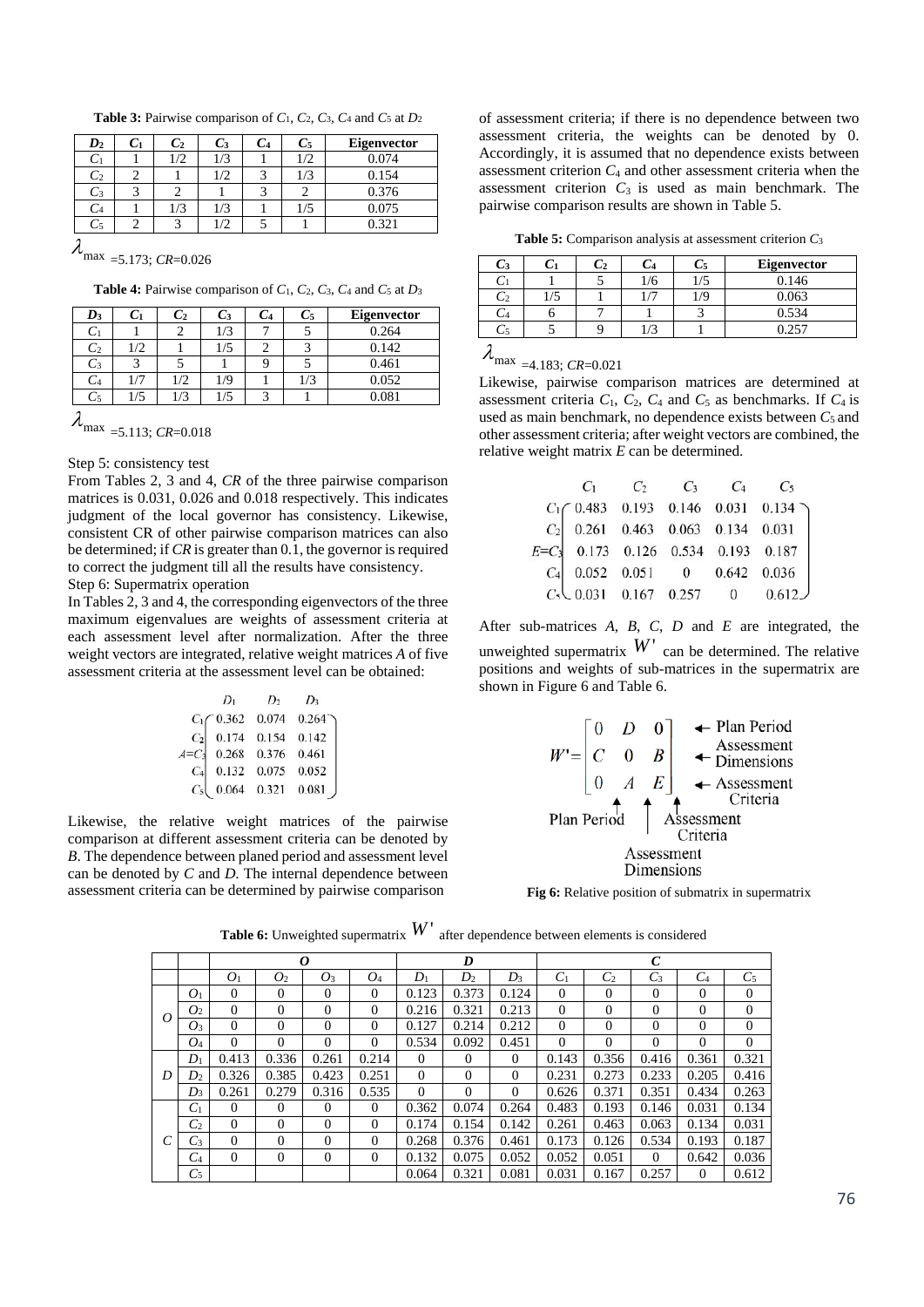**Table 3:** Pairwise comparison of $C_1$, $C_2$, $C_3$, $C_4$ and $C_5$ at $D_2$

| $D_2$ | $C_1$ | $C_2$ | $C_3$ | $C_4$ | $C_5$ | Eigenvector |
|---|---|---|---|---|---|---|
| $C_1$ | 1 | 1/2 | 1/3 | 1 | 1/2 | 0.074 |
| $C_2$ | 2 | 1 | 1/2 | 3 | 1/3 | 0.154 |
| $C_3$ | 3 | 2 | 1 | 3 | 2 | 0.376 |
| $C_4$ | 1 | 1/3 | 1/3 | 1 | 1/5 | 0.075 |
| $C_5$ | 2 | 3 | 1/2 | 5 | 1 | 0.321 |

$\lambda_{\max}$ =5.173; *CR*=0.026

**Table 4:** Pairwise comparison of $C_1$, $C_2$, $C_3$, $C_4$ and $C_5$ at $D_3$

| $D_3$ | $C_1$ | $C_2$ | $C_3$ | $C_4$ | $C_5$ | Eigenvector |
|---|---|---|---|---|---|---|
| $C_1$ | 1 | 2 | 1/3 | 7 | 5 | 0.264 |
| $C_2$ | 1/2 | 1 | 1/5 | 2 | 3 | 0.142 |
| $C_3$ | 3 | 5 | 1 | 9 | 5 | 0.461 |
| $C_4$ | 1/7 | 1/2 | 1/9 | 1 | 1/3 | 0.052 |
| $C_5$ | 1/5 | 1/3 | 1/5 | 3 | 1 | 0.081 |

$\lambda_{\max}$ =5.113; *CR*=0.018

Step 5: consistency test

From Tables 2, 3 and 4, *CR* of the three pairwise comparison matrices is 0.031, 0.026 and 0.018 respectively. This indicates judgment of the local governor has consistency. Likewise, consistent CR of other pairwise comparison matrices can also be determined; if *CR* is greater than 0.1, the governor is required to correct the judgment till all the results have consistency.

Step 6: Supermatrix operation

In Tables 2, 3 and 4, the corresponding eigenvectors of the three maximum eigenvalues are weights of assessment criteria at each assessment level after normalization. After the three weight vectors are integrated, relative weight matrices *A* of five assessment criteria at the assessment level can be obtained:

$$
A=\begin{array}{c} \\ C_1 \\ C_2 \\ C_3 \\ C_4 \\ C_5 \end{array}
\begin{array}{c} \begin{array}{ccc} D_1 & D_2 & D_3 \end{array} \\ \left(\begin{array}{ccc} 0.362 & 0.074 & 0.264 \\ 0.174 & 0.154 & 0.142 \\ 0.268 & 0.376 & 0.461 \\ 0.132 & 0.075 & 0.052 \\ 0.064 & 0.321 & 0.081 \end{array}\right) \end{array}
$$

Likewise, the relative weight matrices of the pairwise comparison at different assessment criteria can be denoted by *B*. The dependence between planed period and assessment level can be denoted by *C* and *D*. The internal dependence between assessment criteria can be determined by pairwise comparison of assessment criteria; if there is no dependence between two assessment criteria, the weights can be denoted by 0. Accordingly, it is assumed that no dependence exists between assessment criterion $C_4$ and other assessment criteria when the assessment criterion $C_3$ is used as main benchmark. The pairwise comparison results are shown in Table 5.

**Table 5:** Comparison analysis at assessment criterion $C_3$

| $C_3$ | $C_1$ | $C_2$ | $C_4$ | $C_5$ | Eigenvector |
|---|---|---|---|---|---|
| $C_1$ | 1 | 5 | 1/6 | 1/5 | 0.146 |
| $C_2$ | 1/5 | 1 | 1/7 | 1/9 | 0.063 |
| $C_4$ | 6 | 7 | 1 | 3 | 0.534 |
| $C_5$ | 5 | 9 | 1/3 | 1 | 0.257 |

$\lambda_{\max}$ =4.183; *CR*=0.021

Likewise, pairwise comparison matrices are determined at assessment criteria $C_1$, $C_2$, $C_4$ and $C_5$ as benchmarks. If $C_4$ is used as main benchmark, no dependence exists between $C_5$ and other assessment criteria; after weight vectors are combined, the relative weight matrix *E* can be determined.

$$
E=\begin{array}{c} \\ C_1 \\ C_2 \\ C_3 \\ C_4 \\ C_5 \end{array}
\begin{array}{c} \begin{array}{ccccc} C_1 & C_2 & C_3 & C_4 & C_5 \end{array} \\ \left(\begin{array}{ccccc} 0.483 & 0.193 & 0.146 & 0.031 & 0.134 \\ 0.261 & 0.463 & 0.063 & 0.134 & 0.031 \\ 0.173 & 0.126 & 0.534 & 0.193 & 0.187 \\ 0.052 & 0.051 & 0 & 0.642 & 0.036 \\ 0.031 & 0.167 & 0.257 & 0 & 0.612 \end{array}\right) \end{array}
$$

After sub-matrices *A*, *B*, *C*, *D* and *E* are integrated, the unweighted supermatrix $W'$ can be determined. The relative positions and weights of sub-matrices in the supermatrix are shown in Figure 6 and Table 6.

$$
W'=\begin{bmatrix} 0 & D & 0 \\ C & 0 & B \\ 0 & A & E \end{bmatrix}
\begin{array}{l} \leftarrow \text{Plan Period} \\ \leftarrow \text{Assessment Dimensions} \\ \leftarrow \text{Assessment Criteria} \end{array}
$$

(Columns: Plan Period, Assessment Dimensions, Assessment Criteria)

**Fig 6:** Relative position of submatrix in supermatrix

**Table 6:** Unweighted supermatrix $W'$ after dependence between elements is considered

| | | *O* | | | | *D* | | | *C* | | | | |
|---|---|---|---|---|---|---|---|---|---|---|---|---|---|
| | | $O_1$ | $O_2$ | $O_3$ | $O_4$ | $D_1$ | $D_2$ | $D_3$ | $C_1$ | $C_2$ | $C_3$ | $C_4$ | $C_5$ |
| *O* | $O_1$ | 0 | 0 | 0 | 0 | 0.123 | 0.373 | 0.124 | 0 | 0 | 0 | 0 | 0 |
| | $O_2$ | 0 | 0 | 0 | 0 | 0.216 | 0.321 | 0.213 | 0 | 0 | 0 | 0 | 0 |
| | $O_3$ | 0 | 0 | 0 | 0 | 0.127 | 0.214 | 0.212 | 0 | 0 | 0 | 0 | 0 |
| | $O_4$ | 0 | 0 | 0 | 0 | 0.534 | 0.092 | 0.451 | 0 | 0 | 0 | 0 | 0 |
| *D* | $D_1$ | 0.413 | 0.336 | 0.261 | 0.214 | 0 | 0 | 0 | 0.143 | 0.356 | 0.416 | 0.361 | 0.321 |
| | $D_2$ | 0.326 | 0.385 | 0.423 | 0.251 | 0 | 0 | 0 | 0.231 | 0.273 | 0.233 | 0.205 | 0.416 |
| | $D_3$ | 0.261 | 0.279 | 0.316 | 0.535 | 0 | 0 | 0 | 0.626 | 0.371 | 0.351 | 0.434 | 0.263 |
| *C* | $C_1$ | 0 | 0 | 0 | 0 | 0.362 | 0.074 | 0.264 | 0.483 | 0.193 | 0.146 | 0.031 | 0.134 |
| | $C_2$ | 0 | 0 | 0 | 0 | 0.174 | 0.154 | 0.142 | 0.261 | 0.463 | 0.063 | 0.134 | 0.031 |
| | $C_3$ | 0 | 0 | 0 | 0 | 0.268 | 0.376 | 0.461 | 0.173 | 0.126 | 0.534 | 0.193 | 0.187 |
| | $C_4$ | 0 | 0 | 0 | 0 | 0.132 | 0.075 | 0.052 | 0.052 | 0.051 | 0 | 0.642 | 0.036 |
| | $C_5$ | | | | | 0.064 | 0.321 | 0.081 | 0.031 | 0.167 | 0.257 | 0 | 0.612 |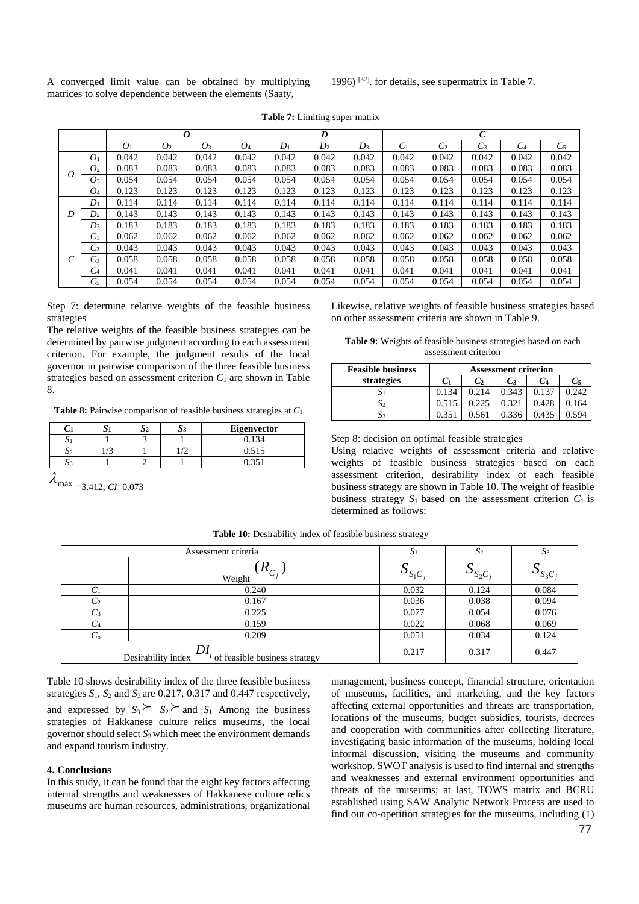A converged limit value can be obtained by multiplying matrices to solve dependence between the elements (Saaty, 1996) [32]. for details, see supermatrix in Table 7.

**Table 7:** Limiting super matrix

| | | *O* | | | | *D* | | | *C* | | | | |
|---|---|---|---|---|---|---|---|---|---|---|---|---|---|
| | | $O_1$ | $O_2$ | $O_3$ | $O_4$ | $D_1$ | $D_2$ | $D_3$ | $C_1$ | $C_2$ | $C_3$ | $C_4$ | $C_5$ |
| *O* | $O_1$ | 0.042 | 0.042 | 0.042 | 0.042 | 0.042 | 0.042 | 0.042 | 0.042 | 0.042 | 0.042 | 0.042 | 0.042 |
| | $O_2$ | 0.083 | 0.083 | 0.083 | 0.083 | 0.083 | 0.083 | 0.083 | 0.083 | 0.083 | 0.083 | 0.083 | 0.083 |
| | $O_3$ | 0.054 | 0.054 | 0.054 | 0.054 | 0.054 | 0.054 | 0.054 | 0.054 | 0.054 | 0.054 | 0.054 | 0.054 |
| | $O_4$ | 0.123 | 0.123 | 0.123 | 0.123 | 0.123 | 0.123 | 0.123 | 0.123 | 0.123 | 0.123 | 0.123 | 0.123 |
| *D* | $D_1$ | 0.114 | 0.114 | 0.114 | 0.114 | 0.114 | 0.114 | 0.114 | 0.114 | 0.114 | 0.114 | 0.114 | 0.114 |
| | $D_2$ | 0.143 | 0.143 | 0.143 | 0.143 | 0.143 | 0.143 | 0.143 | 0.143 | 0.143 | 0.143 | 0.143 | 0.143 |
| | $D_3$ | 0.183 | 0.183 | 0.183 | 0.183 | 0.183 | 0.183 | 0.183 | 0.183 | 0.183 | 0.183 | 0.183 | 0.183 |
| *C* | $C_1$ | 0.062 | 0.062 | 0.062 | 0.062 | 0.062 | 0.062 | 0.062 | 0.062 | 0.062 | 0.062 | 0.062 | 0.062 |
| | $C_2$ | 0.043 | 0.043 | 0.043 | 0.043 | 0.043 | 0.043 | 0.043 | 0.043 | 0.043 | 0.043 | 0.043 | 0.043 |
| | $C_3$ | 0.058 | 0.058 | 0.058 | 0.058 | 0.058 | 0.058 | 0.058 | 0.058 | 0.058 | 0.058 | 0.058 | 0.058 |
| | $C_4$ | 0.041 | 0.041 | 0.041 | 0.041 | 0.041 | 0.041 | 0.041 | 0.041 | 0.041 | 0.041 | 0.041 | 0.041 |
| | $C_5$ | 0.054 | 0.054 | 0.054 | 0.054 | 0.054 | 0.054 | 0.054 | 0.054 | 0.054 | 0.054 | 0.054 | 0.054 |

Step 7: determine relative weights of the feasible business strategies

The relative weights of the feasible business strategies can be determined by pairwise judgment according to each assessment criterion. For example, the judgment results of the local governor in pairwise comparison of the three feasible business strategies based on assessment criterion $C_1$ are shown in Table 8.

**Table 8:** Pairwise comparison of feasible business strategies at $C_1$

| $C_1$ | $S_1$ | $S_2$ | $S_3$ | Eigenvector |
|---|---|---|---|---|
| $S_1$ | 1 | 3 | 1 | 0.134 |
| $S_2$ | 1/3 | 1 | 1/2 | 0.515 |
| $S_3$ | 1 | 2 | 1 | 0.351 |

$\lambda_{\max}$ =3.412; *CI*=0.073

Likewise, relative weights of feasible business strategies based on other assessment criteria are shown in Table 9.

**Table 9:** Weights of feasible business strategies based on each assessment criterion

| Feasible business strategies | Assessment criterion | | | | |
|---|---|---|---|---|---|
| | $C_1$ | $C_2$ | $C_3$ | $C_4$ | $C_5$ |
| $S_1$ | 0.134 | 0.214 | 0.343 | 0.137 | 0.242 |
| $S_2$ | 0.515 | 0.225 | 0.321 | 0.428 | 0.164 |
| $S_3$ | 0.351 | 0.561 | 0.336 | 0.435 | 0.594 |

Step 8: decision on optimal feasible strategies

Using relative weights of assessment criteria and relative weights of feasible business strategies based on each assessment criterion, desirability index of each feasible business strategy are shown in Table 10. The weight of feasible business strategy $S_1$ based on the assessment criterion $C_1$ is determined as follows:

**Table 10:** Desirability index of feasible business strategy

| Assessment criteria | | $S_1$ | $S_2$ | $S_3$ |
|---|---|---|---|---|
| | Weight $(R_{C_j})$ | $S_{S_1C_j}$ | $S_{S_2C_j}$ | $S_{S_3C_j}$ |
| $C_1$ | 0.240 | 0.032 | 0.124 | 0.084 |
| $C_2$ | 0.167 | 0.036 | 0.038 | 0.094 |
| $C_3$ | 0.225 | 0.077 | 0.054 | 0.076 |
| $C_4$ | 0.159 | 0.022 | 0.068 | 0.069 |
| $C_5$ | 0.209 | 0.051 | 0.034 | 0.124 |
| Desirability index $DI_i$ of feasible business strategy | | 0.217 | 0.317 | 0.447 |

Table 10 shows desirability index of the three feasible business strategies $S_1$, $S_2$ and $S_3$ are 0.217, 0.317 and 0.447 respectively, and expressed by $S_3 \succ S_2 \succ$ and $S_1$. Among the business strategies of Hakkanese culture relics museums, the local governor should select $S_3$ which meet the environment demands and expand tourism industry.

### 4. Conclusions

In this study, it can be found that the eight key factors affecting internal strengths and weaknesses of Hakkanese culture relics museums are human resources, administrations, organizational management, business concept, financial structure, orientation of museums, facilities, and marketing, and the key factors affecting external opportunities and threats are transportation, locations of the museums, budget subsidies, tourists, decrees and cooperation with communities after collecting literature, investigating basic information of the museums, holding local informal discussion, visiting the museums and community workshop. SWOT analysis is used to find internal and strengths and weaknesses and external environment opportunities and threats of the museums; at last, TOWS matrix and BCRU established using SAW Analytic Network Process are used to find out co-opetition strategies for the museums, including (1)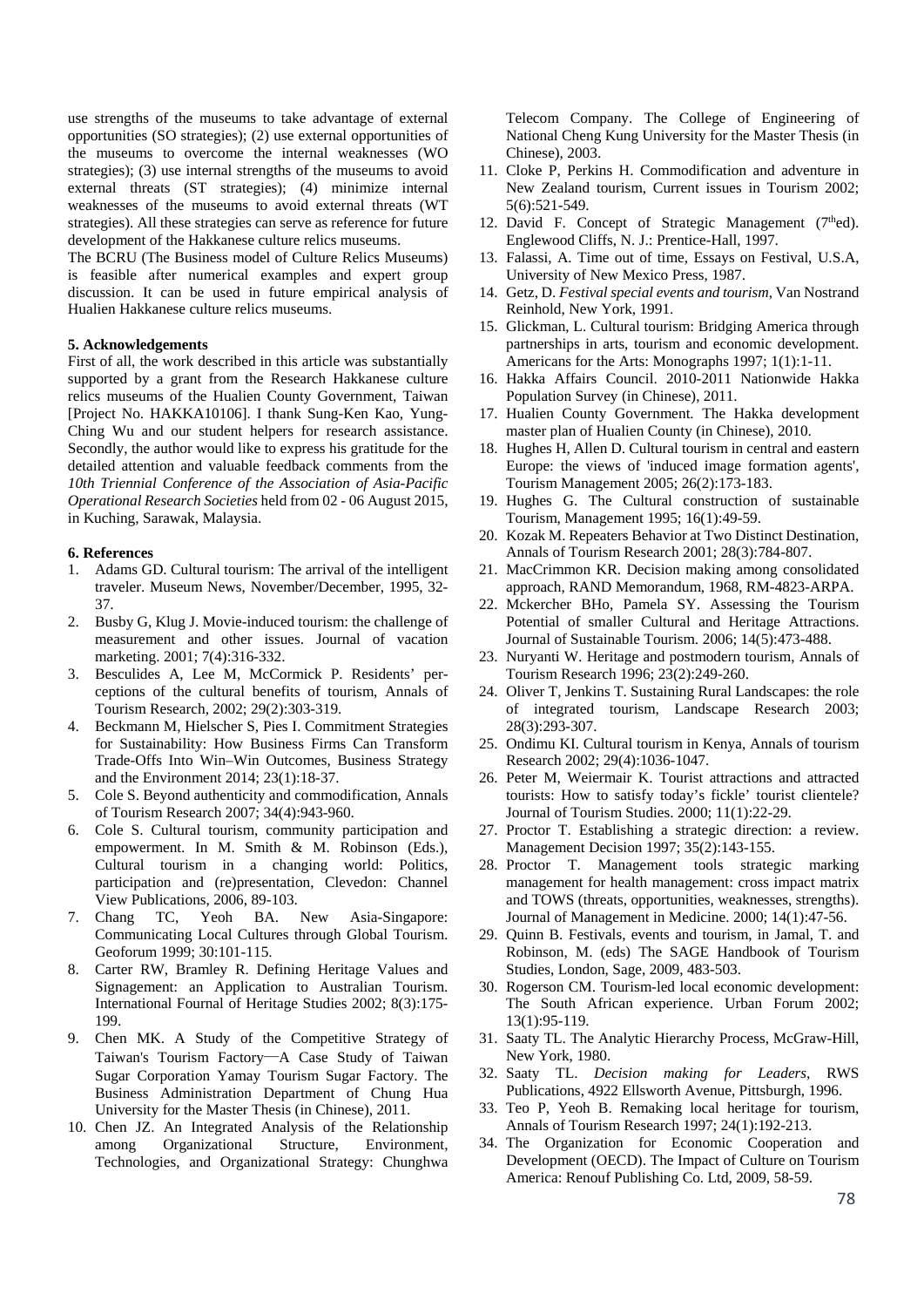use strengths of the museums to take advantage of external opportunities (SO strategies); (2) use external opportunities of the museums to overcome the internal weaknesses (WO strategies); (3) use internal strengths of the museums to avoid external threats (ST strategies); (4) minimize internal weaknesses of the museums to avoid external threats (WT strategies). All these strategies can serve as reference for future development of the Hakkanese culture relics museums.

The BCRU (The Business model of Culture Relics Museums) is feasible after numerical examples and expert group discussion. It can be used in future empirical analysis of Hualien Hakkanese culture relics museums.

**5. Acknowledgements**

First of all, the work described in this article was substantially supported by a grant from the Research Hakkanese culture relics museums of the Hualien County Government, Taiwan [Project No. HAKKA10106]. I thank Sung-Ken Kao, Yung-Ching Wu and our student helpers for research assistance. Secondly, the author would like to express his gratitude for the detailed attention and valuable feedback comments from the *10th Triennial Conference of the Association of Asia-Pacific Operational Research Societies* held from 02 - 06 August 2015, in Kuching, Sarawak, Malaysia.

**6. References**

1. Adams GD. Cultural tourism: The arrival of the intelligent traveler. Museum News, November/December, 1995, 32-37.
2. Busby G, Klug J. Movie-induced tourism: the challenge of measurement and other issues. Journal of vacation marketing. 2001; 7(4):316-332.
3. Besculides A, Lee M, McCormick P. Residents' perceptions of the cultural benefits of tourism, Annals of Tourism Research, 2002; 29(2):303-319.
4. Beckmann M, Hielscher S, Pies I. Commitment Strategies for Sustainability: How Business Firms Can Transform Trade-Offs Into Win–Win Outcomes, Business Strategy and the Environment 2014; 23(1):18-37.
5. Cole S. Beyond authenticity and commodification, Annals of Tourism Research 2007; 34(4):943-960.
6. Cole S. Cultural tourism, community participation and empowerment. In M. Smith & M. Robinson (Eds.), Cultural tourism in a changing world: Politics, participation and (re)presentation, Clevedon: Channel View Publications, 2006, 89-103.
7. Chang TC, Yeoh BA. New Asia-Singapore: Communicating Local Cultures through Global Tourism. Geoforum 1999; 30:101-115.
8. Carter RW, Bramley R. Defining Heritage Values and Signagement: an Application to Australian Tourism. International Fournal of Heritage Studies 2002; 8(3):175-199.
9. Chen MK. A Study of the Competitive Strategy of Taiwan's Tourism Factory—A Case Study of Taiwan Sugar Corporation Yamay Tourism Sugar Factory. The Business Administration Department of Chung Hua University for the Master Thesis (in Chinese), 2011.
10. Chen JZ. An Integrated Analysis of the Relationship among Organizational Structure, Environment, Technologies, and Organizational Strategy: Chunghwa Telecom Company. The College of Engineering of National Cheng Kung University for the Master Thesis (in Chinese), 2003.
11. Cloke P, Perkins H. Commodification and adventure in New Zealand tourism, Current issues in Tourism 2002; 5(6):521-549.
12. David F. Concept of Strategic Management ($7^{th}$ed). Englewood Cliffs, N. J.: Prentice-Hall, 1997.
13. Falassi, A. Time out of time, Essays on Festival, U.S.A, University of New Mexico Press, 1987.
14. Getz, D. *Festival special events and tourism*, Van Nostrand Reinhold, New York, 1991.
15. Glickman, L. Cultural tourism: Bridging America through partnerships in arts, tourism and economic development. Americans for the Arts: Monographs 1997; 1(1):1-11.
16. Hakka Affairs Council. 2010-2011 Nationwide Hakka Population Survey (in Chinese), 2011.
17. Hualien County Government. The Hakka development master plan of Hualien County (in Chinese), 2010.
18. Hughes H, Allen D. Cultural tourism in central and eastern Europe: the views of 'induced image formation agents', Tourism Management 2005; 26(2):173-183.
19. Hughes G. The Cultural construction of sustainable Tourism, Management 1995; 16(1):49-59.
20. Kozak M. Repeaters Behavior at Two Distinct Destination, Annals of Tourism Research 2001; 28(3):784-807.
21. MacCrimmon KR. Decision making among consolidated approach, RAND Memorandum, 1968, RM-4823-ARPA.
22. Mckercher BHo, Pamela SY. Assessing the Tourism Potential of smaller Cultural and Heritage Attractions. Journal of Sustainable Tourism. 2006; 14(5):473-488.
23. Nuryanti W. Heritage and postmodern tourism, Annals of Tourism Research 1996; 23(2):249-260.
24. Oliver T, Jenkins T. Sustaining Rural Landscapes: the role of integrated tourism, Landscape Research 2003; 28(3):293-307.
25. Ondimu KI. Cultural tourism in Kenya, Annals of tourism Research 2002; 29(4):1036-1047.
26. Peter M, Weiermair K. Tourist attractions and attracted tourists: How to satisfy today's fickle' tourist clientele? Journal of Tourism Studies. 2000; 11(1):22-29.
27. Proctor T. Establishing a strategic direction: a review. Management Decision 1997; 35(2):143-155.
28. Proctor T. Management tools strategic marking management for health management: cross impact matrix and TOWS (threats, opportunities, weaknesses, strengths). Journal of Management in Medicine. 2000; 14(1):47-56.
29. Quinn B. Festivals, events and tourism, in Jamal, T. and Robinson, M. (eds) The SAGE Handbook of Tourism Studies, London, Sage, 2009, 483-503.
30. Rogerson CM. Tourism-led local economic development: The South African experience. Urban Forum 2002; 13(1):95-119.
31. Saaty TL. The Analytic Hierarchy Process, McGraw-Hill, New York, 1980.
32. Saaty TL. *Decision making for Leaders*, RWS Publications, 4922 Ellsworth Avenue, Pittsburgh, 1996.
33. Teo P, Yeoh B. Remaking local heritage for tourism, Annals of Tourism Research 1997; 24(1):192-213.
34. The Organization for Economic Cooperation and Development (OECD). The Impact of Culture on Tourism America: Renouf Publishing Co. Ltd, 2009, 58-59.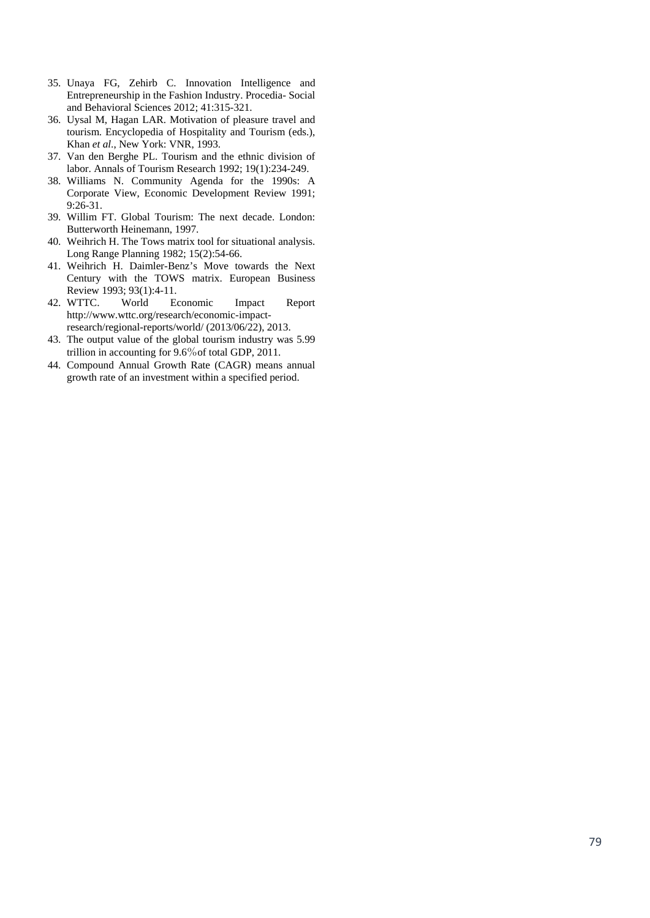35. Unaya FG, Zehirb C. Innovation Intelligence and Entrepreneurship in the Fashion Industry. Procedia- Social and Behavioral Sciences 2012; 41:315-321.
36. Uysal M, Hagan LAR. Motivation of pleasure travel and tourism. Encyclopedia of Hospitality and Tourism (eds.), Khan *et al*., New York: VNR, 1993.
37. Van den Berghe PL. Tourism and the ethnic division of labor. Annals of Tourism Research 1992; 19(1):234-249.
38. Williams N. Community Agenda for the 1990s: A Corporate View, Economic Development Review 1991; 9:26-31.
39. Willim FT. Global Tourism: The next decade. London: Butterworth Heinemann, 1997.
40. Weihrich H. The Tows matrix tool for situational analysis. Long Range Planning 1982; 15(2):54-66.
41. Weihrich H. Daimler-Benz's Move towards the Next Century with the TOWS matrix. European Business Review 1993; 93(1):4-11.
42. WTTC. World Economic Impact Report http://www.wttc.org/research/economic-impact-research/regional-reports/world/ (2013/06/22), 2013.
43. The output value of the global tourism industry was 5.99 trillion in accounting for 9.6％of total GDP, 2011.
44. Compound Annual Growth Rate (CAGR) means annual growth rate of an investment within a specified period.